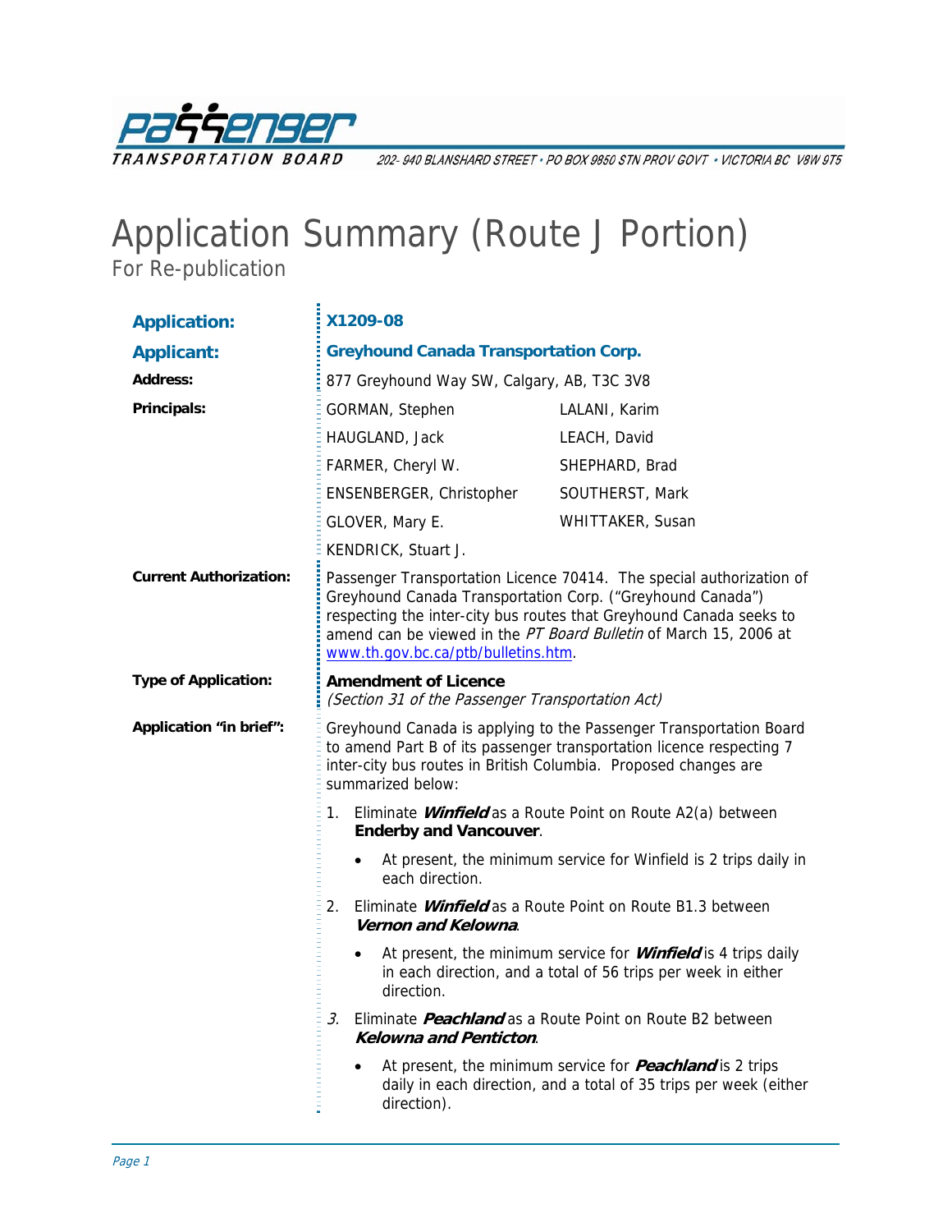**Passenger Transportation Board**

202- 940 BLANSHARD STREET • PO BOX 9850 STN PROV GOVT • VICTORIA BC V8W 9T5

# Application Summary (Route J Portion)

For Re-publication

**Application:** X1209-08

**Applicant:** Greyhound Canada Transportation Corp.

**Address:** 877 Greyhound Way SW, Calgary, AB, T3C 3V8

**Principals:**

| | |
|---|---|
| GORMAN, Stephen | LALANI, Karim |
| HAUGLAND, Jack | LEACH, David |
| FARMER, Cheryl W. | SHEPHARD, Brad |
| ENSENBERGER, Christopher | SOUTHERST, Mark |
| GLOVER, Mary E. | WHITTAKER, Susan |
| KENDRICK, Stuart J. | |

**Current Authorization:** Passenger Transportation Licence 70414. The special authorization of Greyhound Canada Transportation Corp. ("Greyhound Canada") respecting the inter-city bus routes that Greyhound Canada seeks to amend can be viewed in the *PT Board Bulletin* of March 15, 2006 at www.th.gov.bc.ca/ptb/bulletins.htm.

**Type of Application:** **Amendment of Licence**
*(Section 31 of the Passenger Transportation Act)*

**Application "in brief":** Greyhound Canada is applying to the Passenger Transportation Board to amend Part B of its passenger transportation licence respecting 7 inter-city bus routes in British Columbia. Proposed changes are summarized below:

1. Eliminate ***Winfield*** as a Route Point on Route A2(a) between **Enderby and Vancouver**.
   - At present, the minimum service for Winfield is 2 trips daily in each direction.
2. Eliminate ***Winfield*** as a Route Point on Route B1.3 between ***Vernon and Kelowna***.
   - At present, the minimum service for ***Winfield*** is 4 trips daily in each direction, and a total of 56 trips per week in either direction.
3. Eliminate ***Peachland*** as a Route Point on Route B2 between ***Kelowna and Penticton***.
   - At present, the minimum service for ***Peachland*** is 2 trips daily in each direction, and a total of 35 trips per week (either direction).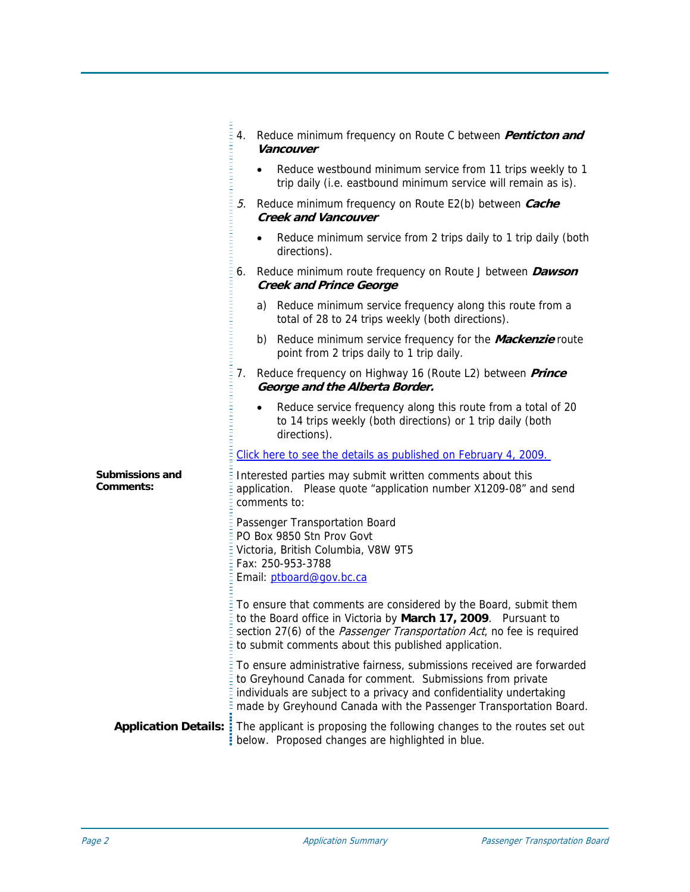4. Reduce minimum frequency on Route C between ***Penticton and Vancouver***

    - Reduce westbound minimum service from 11 trips weekly to 1 trip daily (i.e. eastbound minimum service will remain as is).

5. Reduce minimum frequency on Route E2(b) between ***Cache Creek and Vancouver***

    - Reduce minimum service from 2 trips daily to 1 trip daily (both directions).

6. Reduce minimum route frequency on Route J between ***Dawson Creek and Prince George***

    a) Reduce minimum service frequency along this route from a total of 28 to 24 trips weekly (both directions).

    b) Reduce minimum service frequency for the ***Mackenzie*** route point from 2 trips daily to 1 trip daily.

7. Reduce frequency on Highway 16 (Route L2) between ***Prince George and the Alberta Border.***

    - Reduce service frequency along this route from a total of 20 to 14 trips weekly (both directions) or 1 trip daily (both directions).

Click here to see the details as published on February 4, 2009.

**Submissions and Comments:**

Interested parties may submit written comments about this application. Please quote "application number X1209-08" and send comments to:

Passenger Transportation Board
PO Box 9850 Stn Prov Govt
Victoria, British Columbia, V8W 9T5
Fax: 250-953-3788
Email: ptboard@gov.bc.ca

To ensure that comments are considered by the Board, submit them to the Board office in Victoria by **March 17, 2009**. Pursuant to section 27(6) of the *Passenger Transportation Act*, no fee is required to submit comments about this published application.

To ensure administrative fairness, submissions received are forwarded to Greyhound Canada for comment. Submissions from private individuals are subject to a privacy and confidentiality undertaking made by Greyhound Canada with the Passenger Transportation Board.

**Application Details:**

The applicant is proposing the following changes to the routes set out below. Proposed changes are highlighted in blue.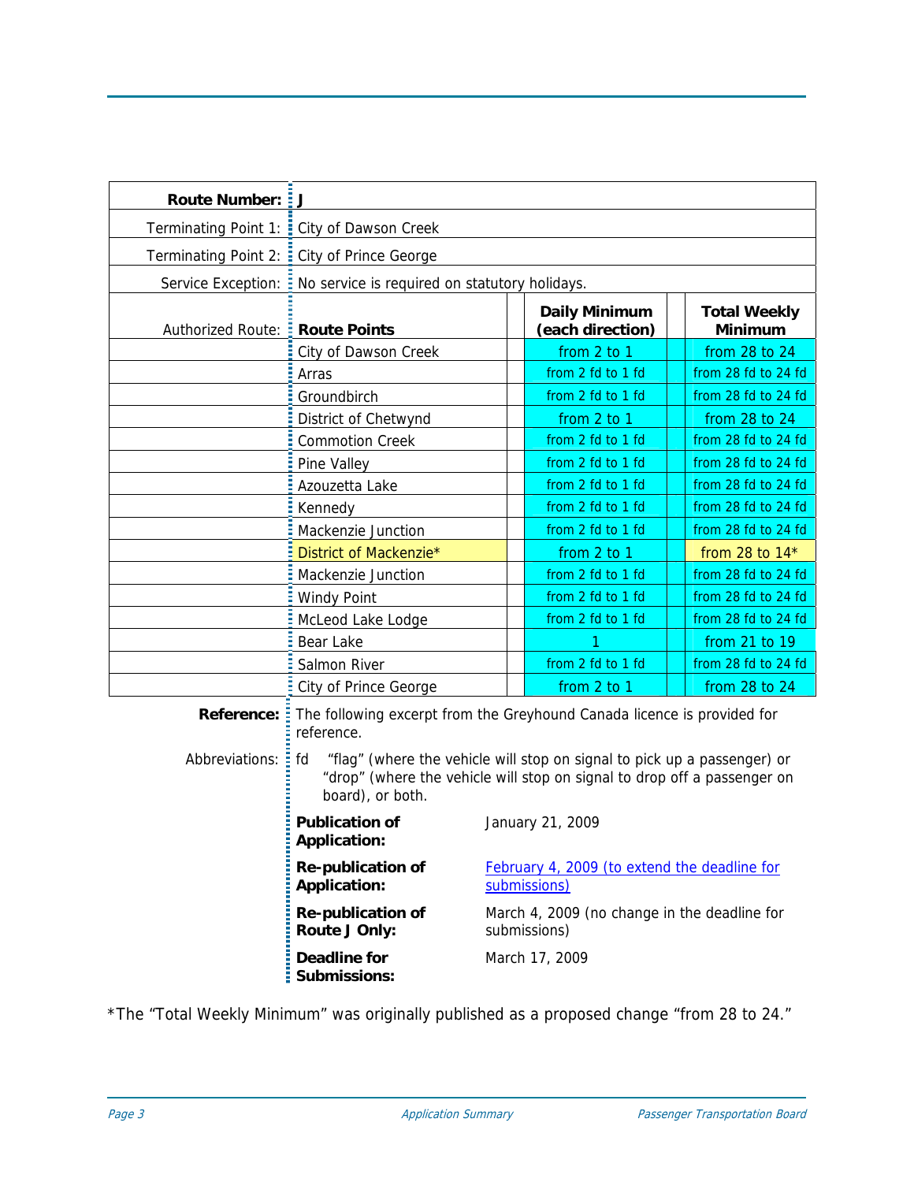| | | | |
|---|---|---|---|
| **Route Number:** | **J** | | |
| Terminating Point 1: | City of Dawson Creek | | |
| Terminating Point 2: | City of Prince George | | |
| Service Exception: | No service is required on statutory holidays. | | |
| Authorized Route: | **Route Points** | **Daily Minimum (each direction)** | **Total Weekly Minimum** |
| | City of Dawson Creek | from 2 to 1 | from 28 to 24 |
| | Arras | from 2 fd to 1 fd | from 28 fd to 24 fd |
| | Groundbirch | from 2 fd to 1 fd | from 28 fd to 24 fd |
| | District of Chetwynd | from 2 to 1 | from 28 to 24 |
| | Commotion Creek | from 2 fd to 1 fd | from 28 fd to 24 fd |
| | Pine Valley | from 2 fd to 1 fd | from 28 fd to 24 fd |
| | Azouzetta Lake | from 2 fd to 1 fd | from 28 fd to 24 fd |
| | Kennedy | from 2 fd to 1 fd | from 28 fd to 24 fd |
| | Mackenzie Junction | from 2 fd to 1 fd | from 28 fd to 24 fd |
| | District of Mackenzie* | from 2 to 1 | from 28 to 14* |
| | Mackenzie Junction | from 2 fd to 1 fd | from 28 fd to 24 fd |
| | Windy Point | from 2 fd to 1 fd | from 28 fd to 24 fd |
| | McLeod Lake Lodge | from 2 fd to 1 fd | from 28 fd to 24 fd |
| | Bear Lake | 1 | from 21 to 19 |
| | Salmon River | from 2 fd to 1 fd | from 28 fd to 24 fd |
| | City of Prince George | from 2 to 1 | from 28 to 24 |

**Reference:** The following excerpt from the Greyhound Canada licence is provided for reference.

Abbreviations: fd "flag" (where the vehicle will stop on signal to pick up a passenger) or "drop" (where the vehicle will stop on signal to drop off a passenger on board), or both.

**Publication of Application:** January 21, 2009

**Re-publication of Application:** February 4, 2009 (to extend the deadline for submissions)

**Re-publication of Route J Only:** March 4, 2009 (no change in the deadline for submissions)

**Deadline for Submissions:** March 17, 2009

*The "Total Weekly Minimum" was originally published as a proposed change "from 28 to 24."